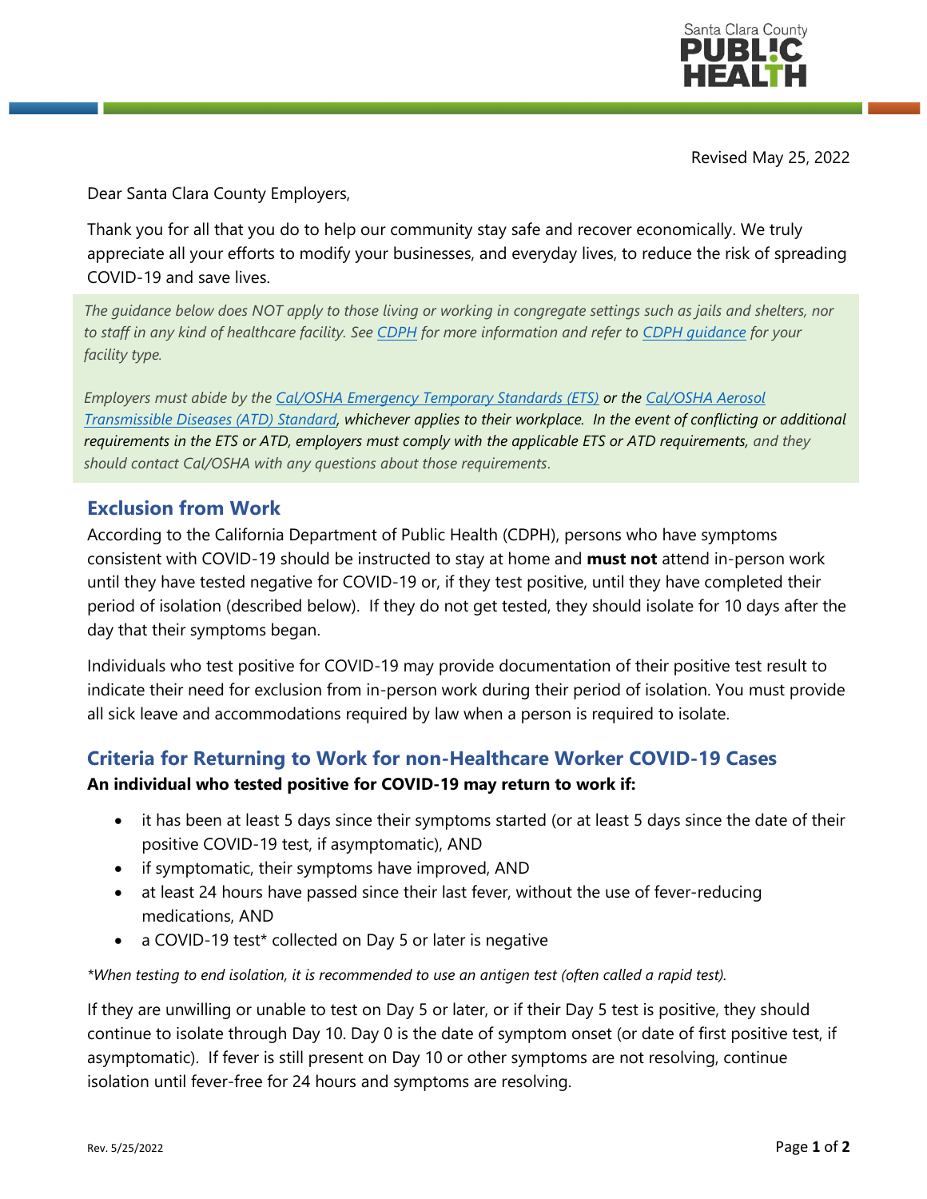Revised May 25, 2022

Dear Santa Clara County Employers,

Thank you for all that you do to help our community stay safe and recover economically. We truly appreciate all your efforts to modify your businesses, and everyday lives, to reduce the risk of spreading COVID-19 and save lives.

*The guidance below does NOT apply to those living or working in congregate settings such as jails and shelters, nor to staff in any kind of healthcare facility. See CDPH for more information and refer to CDPH guidance for your facility type.*

*Employers must abide by the Cal/OSHA Emergency Temporary Standards (ETS) or the Cal/OSHA Aerosol Transmissible Diseases (ATD) Standard, whichever applies to their workplace. In the event of conflicting or additional requirements in the ETS or ATD, employers must comply with the applicable ETS or ATD requirements, and they should contact Cal/OSHA with any questions about those requirements.*

## Exclusion from Work

According to the California Department of Public Health (CDPH), persons who have symptoms consistent with COVID-19 should be instructed to stay at home and **must not** attend in-person work until they have tested negative for COVID-19 or, if they test positive, until they have completed their period of isolation (described below). If they do not get tested, they should isolate for 10 days after the day that their symptoms began.

Individuals who test positive for COVID-19 may provide documentation of their positive test result to indicate their need for exclusion from in-person work during their period of isolation. You must provide all sick leave and accommodations required by law when a person is required to isolate.

## Criteria for Returning to Work for non-Healthcare Worker COVID-19 Cases

**An individual who tested positive for COVID-19 may return to work if:**

- it has been at least 5 days since their symptoms started (or at least 5 days since the date of their positive COVID-19 test, if asymptomatic), AND
- if symptomatic, their symptoms have improved, AND
- at least 24 hours have passed since their last fever, without the use of fever-reducing medications, AND
- a COVID-19 test* collected on Day 5 or later is negative

*\*When testing to end isolation, it is recommended to use an antigen test (often called a rapid test).*

If they are unwilling or unable to test on Day 5 or later, or if their Day 5 test is positive, they should continue to isolate through Day 10. Day 0 is the date of symptom onset (or date of first positive test, if asymptomatic). If fever is still present on Day 10 or other symptoms are not resolving, continue isolation until fever-free for 24 hours and symptoms are resolving.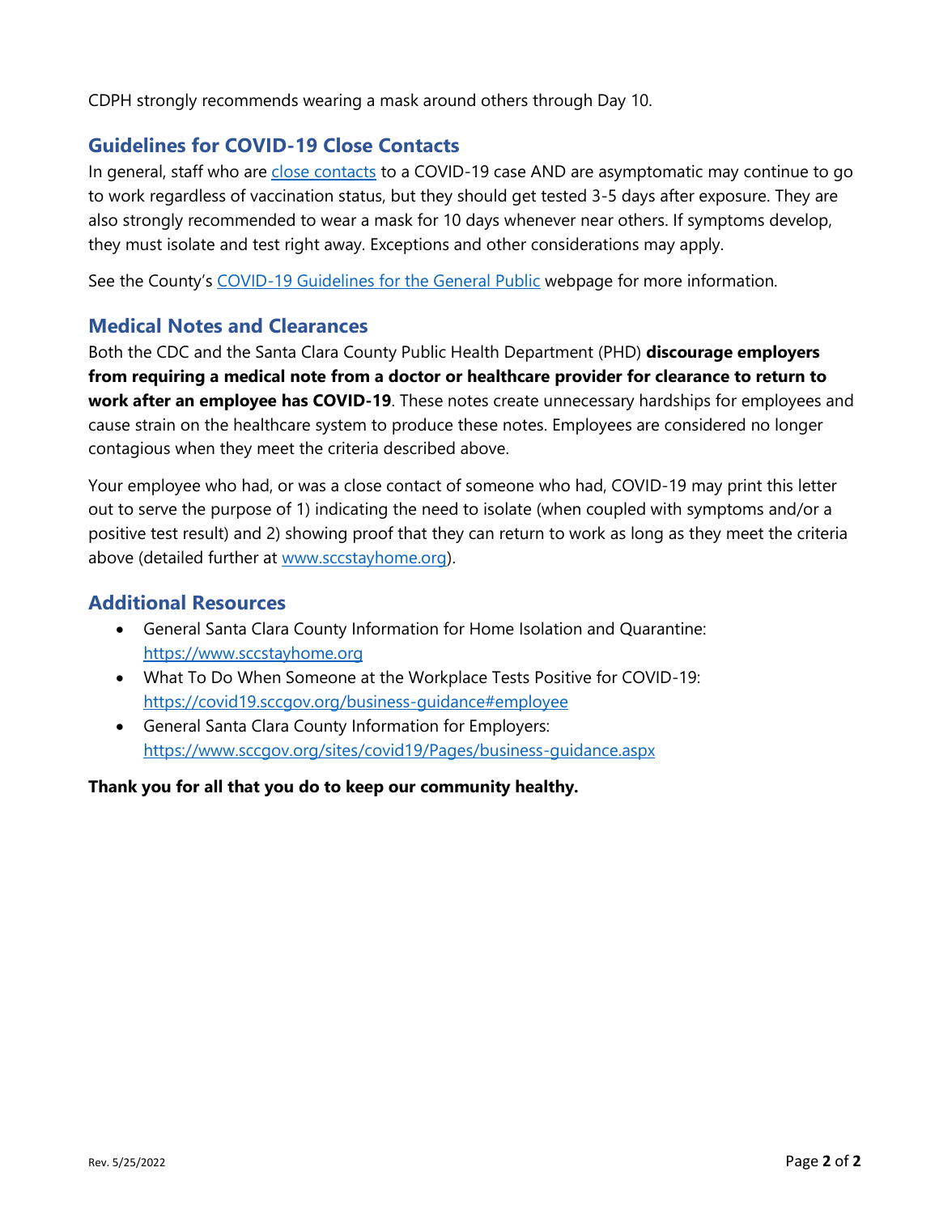CDPH strongly recommends wearing a mask around others through Day 10.

## Guidelines for COVID-19 Close Contacts

In general, staff who are [close contacts](#) to a COVID-19 case AND are asymptomatic may continue to go to work regardless of vaccination status, but they should get tested 3-5 days after exposure. They are also strongly recommended to wear a mask for 10 days whenever near others. If symptoms develop, they must isolate and test right away. Exceptions and other considerations may apply.

See the County's [COVID-19 Guidelines for the General Public](#) webpage for more information.

## Medical Notes and Clearances

Both the CDC and the Santa Clara County Public Health Department (PHD) **discourage employers from requiring a medical note from a doctor or healthcare provider for clearance to return to work after an employee has COVID-19**. These notes create unnecessary hardships for employees and cause strain on the healthcare system to produce these notes. Employees are considered no longer contagious when they meet the criteria described above.

Your employee who had, or was a close contact of someone who had, COVID-19 may print this letter out to serve the purpose of 1) indicating the need to isolate (when coupled with symptoms and/or a positive test result) and 2) showing proof that they can return to work as long as they meet the criteria above (detailed further at [www.sccstayhome.org](www.sccstayhome.org)).

## Additional Resources

- General Santa Clara County Information for Home Isolation and Quarantine: [https://www.sccstayhome.org](https://www.sccstayhome.org)
- What To Do When Someone at the Workplace Tests Positive for COVID-19: [https://covid19.sccgov.org/business-guidance#employee](https://covid19.sccgov.org/business-guidance#employee)
- General Santa Clara County Information for Employers: [https://www.sccgov.org/sites/covid19/Pages/business-guidance.aspx](https://www.sccgov.org/sites/covid19/Pages/business-guidance.aspx)

**Thank you for all that you do to keep our community healthy.**

Rev. 5/25/2022